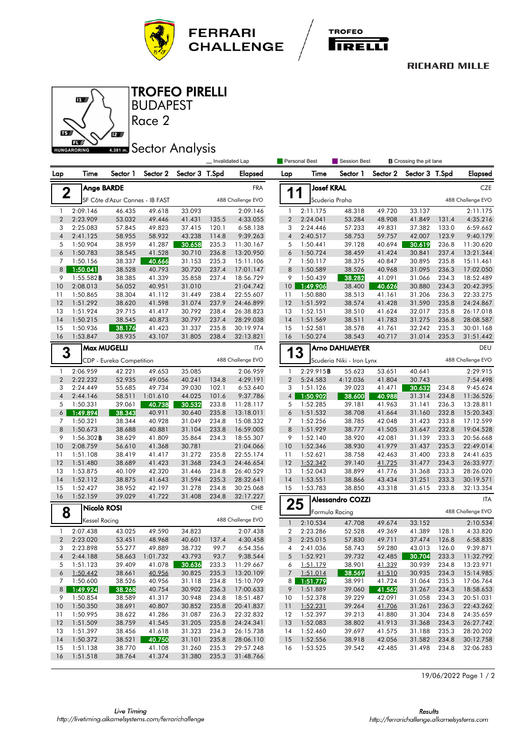# TROFEO PIRELLI

BUDAPEST

Race 2

## Sector Analysis

_ Invalidated Lap | Personal Best | Session Best | **B** Crossing the pit lane

### 2 — Ange BARDE (FRA)

SF Côte d'Azur Cannes - IB FAST — 488 Challenge EVO

| Lap | Time | Sector 1 | Sector 2 | Sector 3 | T.Spd | Elapsed |
|---|---|---|---|---|---|---|
| 1 | 2:09.146 | 46.435 | 49.618 | 33.093 | | 2:09.146 |
| 2 | 2:23.909 | 53.032 | 49.446 | 41.431 | 135.5 | 4:33.055 |
| 3 | 2:25.083 | 57.845 | 49.823 | 37.415 | 120.1 | 6:58.138 |
| 4 | 2:41.125 | 58.955 | 58.932 | 43.238 | 114.8 | 9:39.263 |
| 5 | 1:50.904 | 38.959 | 41.287 | 30.658 | 235.3 | 11:30.167 |
| 6 | 1:50.783 | 38.545 | 41.528 | 30.710 | 236.8 | 13:20.950 |
| 7 | 1:50.156 | 38.337 | 40.666 | 31.153 | 235.3 | 15:11.106 |
| 8 | 1:50.041 | 38.528 | 40.793 | 30.720 | 237.4 | 17:01.147 |
| 9 | 1:55.582**B** | 38.385 | 41.339 | 35.858 | 237.4 | 18:56.729 |
| 10 | 2:08.013 | 56.052 | 40.951 | 31.010 | | 21:04.742 |
| 11 | 1:50.865 | 38.304 | 41.112 | 31.449 | 238.4 | 22:55.607 |
| 12 | 1:51.292 | 38.620 | 41.598 | 31.074 | 237.9 | 24:46.899 |
| 13 | 1:51.924 | 39.715 | 41.417 | 30.792 | 238.4 | 26:38.823 |
| 14 | 1:50.215 | 38.545 | 40.873 | 30.797 | 237.4 | 28:29.038 |
| 15 | 1:50.936 | 38.176 | 41.423 | 31.337 | 235.8 | 30:19.974 |
| 16 | 1:53.847 | 38.935 | 43.107 | 31.805 | 238.4 | 32:13.821 |

### 3 — Max MUGELLI (ITA)

CDP - Eureka Competition — 488 Challenge EVO

| Lap | Time | Sector 1 | Sector 2 | Sector 3 | T.Spd | Elapsed |
|---|---|---|---|---|---|---|
| 1 | 2:06.959 | 42.221 | 49.653 | 35.085 | | 2:06.959 |
| 2 | 2:22.232 | 52.935 | 49.056 | 40.241 | 134.8 | 4:29.191 |
| 3 | 2:24.449 | 55.685 | 49.734 | 39.030 | 102.1 | 6:53.640 |
| 4 | 2:44.146 | 58.511 | 1:01.610 | 44.025 | 101.6 | 9:37.786 |
| 5 | 1:50.331 | 39.061 | 40.738 | 30.532 | 233.8 | 11:28.117 |
| 6 | 1:49.894 | 38.343 | 40.911 | 30.640 | 235.8 | 13:18.011 |
| 7 | 1:50.321 | 38.344 | 40.928 | 31.049 | 234.8 | 15:08.332 |
| 8 | 1:50.673 | 38.688 | 40.881 | 31.104 | 233.8 | 16:59.005 |
| 9 | 1:56.302**B** | 38.629 | 41.809 | 35.864 | 234.3 | 18:55.307 |
| 10 | 2:08.759 | 56.610 | 41.368 | 30.781 | | 21:04.066 |
| 11 | 1:51.108 | 38.419 | 41.417 | 31.272 | 235.8 | 22:55.174 |
| 12 | 1:51.480 | 38.689 | 41.423 | 31.368 | 234.3 | 24:46.654 |
| 13 | 1:53.875 | 40.109 | 42.320 | 31.446 | 234.8 | 26:40.529 |
| 14 | 1:52.112 | 38.875 | 41.643 | 31.594 | 235.3 | 28:32.641 |
| 15 | 1:52.427 | 38.952 | 42.197 | 31.278 | 234.8 | 30:25.068 |
| 16 | 1:52.159 | 39.029 | 41.722 | 31.408 | 234.8 | 32:17.227 |

### 8 — Nicolò ROSI (CHE)

Kessel Racing — 488 Challenge EVO

| Lap | Time | Sector 1 | Sector 2 | Sector 3 | T.Spd | Elapsed |
|---|---|---|---|---|---|---|
| 1 | 2:07.438 | 43.025 | 49.590 | 34.823 | | 2:07.438 |
| 2 | 2:23.020 | 53.451 | 48.968 | 40.601 | 137.4 | 4:30.458 |
| 3 | 2:23.898 | 55.277 | 49.889 | 38.732 | 99.7 | 6:54.356 |
| 4 | 2:44.188 | 58.663 | 1:01.752 | 43.793 | 93.7 | 9:38.544 |
| 5 | 1:51.123 | 39.409 | 41.078 | 30.636 | 233.3 | 11:29.667 |
| 6 | 1:50.442 | 38.661 | 40.956 | 30.825 | 235.3 | 13:20.109 |
| 7 | 1:50.600 | 38.526 | 40.956 | 31.118 | 234.8 | 15:10.709 |
| 8 | 1:49.924 | 38.268 | 40.754 | 30.902 | 236.3 | 17:00.633 |
| 9 | 1:50.854 | 38.589 | 41.317 | 30.948 | 234.8 | 18:51.487 |
| 10 | 1:50.350 | 38.691 | 40.807 | 30.852 | 235.8 | 20:41.837 |
| 11 | 1:50.995 | 38.622 | 41.286 | 31.087 | 236.3 | 22:32.832 |
| 12 | 1:51.509 | 38.759 | 41.545 | 31.205 | 235.8 | 24:24.341 |
| 13 | 1:51.397 | 38.456 | 41.618 | 31.323 | 234.3 | 26:15.738 |
| 14 | 1:50.372 | 38.521 | 40.750 | 31.101 | 235.8 | 28:06.110 |
| 15 | 1:51.138 | 38.770 | 41.108 | 31.260 | 235.3 | 29:57.248 |
| 16 | 1:51.518 | 38.764 | 41.374 | 31.380 | 235.3 | 31:48.766 |

### 11 — Josef KRAL (CZE)

Scuderia Praha — 488 Challenge EVO

| Lap | Time | Sector 1 | Sector 2 | Sector 3 | T.Spd | Elapsed |
|---|---|---|---|---|---|---|
| 1 | 2:11.175 | 48.318 | 49.720 | 33.137 | | 2:11.175 |
| 2 | 2:24.041 | 53.284 | 48.908 | 41.849 | 131.4 | 4:35.216 |
| 3 | 2:24.446 | 57.233 | 49.831 | 37.382 | 133.0 | 6:59.662 |
| 4 | 2:40.517 | 58.753 | 59.757 | 42.007 | 123.9 | 9:40.179 |
| 5 | 1:50.441 | 39.128 | 40.694 | 30.619 | 236.8 | 11:30.620 |
| 6 | 1:50.724 | 38.459 | 41.424 | 30.841 | 237.4 | 13:21.344 |
| 7 | 1:50.117 | 38.375 | 40.847 | 30.895 | 235.8 | 15:11.461 |
| 8 | 1:50.589 | 38.526 | 40.968 | 31.095 | 236.3 | 17:02.050 |
| 9 | 1:50.439 | 38.282 | 41.091 | 31.066 | 234.3 | 18:52.489 |
| 10 | 1:49.906 | 38.400 | 40.626 | 30.880 | 234.3 | 20:42.395 |
| 11 | 1:50.880 | 38.513 | 41.161 | 31.206 | 236.3 | 22:33.275 |
| 12 | 1:51.592 | 38.574 | 41.428 | 31.590 | 235.8 | 24:24.867 |
| 13 | 1:52.151 | 38.510 | 41.624 | 32.017 | 235.8 | 26:17.018 |
| 14 | 1:51.569 | 38.511 | 41.783 | 31.275 | 236.8 | 28:08.587 |
| 15 | 1:52.581 | 38.578 | 41.761 | 32.242 | 235.3 | 30:01.168 |
| 16 | 1:50.274 | 38.543 | 40.717 | 31.014 | 235.3 | 31:51.442 |

### 13 — Arno DAHLMEYER (DEU)

Scuderia Niki - Iron Lynx — 488 Challenge EVO

| Lap | Time | Sector 1 | Sector 2 | Sector 3 | T.Spd | Elapsed |
|---|---|---|---|---|---|---|
| 1 | 2:29.915**B** | 55.623 | 53.651 | 40.641 | | 2:29.915 |
| 2 | 5:24.583 | 4:12.036 | 41.804 | 30.743 | | 7:54.498 |
| 3 | 1:51.126 | 39.023 | 41.471 | 30.632 | 234.8 | 9:45.624 |
| 4 | 1:50.902 | 38.600 | 40.988 | 31.314 | 234.8 | 11:36.526 |
| 5 | 1:52.285 | 39.181 | 41.963 | 31.141 | 236.3 | 13:28.811 |
| 6 | 1:51.532 | 38.708 | 41.664 | 31.160 | 232.8 | 15:20.343 |
| 7 | 1:52.256 | 38.785 | 42.048 | 31.423 | 233.8 | 17:12.599 |
| 8 | 1:51.929 | 38.777 | 41.505 | 31.647 | 232.8 | 19:04.528 |
| 9 | 1:52.140 | 38.920 | 42.081 | 31.139 | 233.3 | 20:56.668 |
| 10 | 1:52.346 | 38.930 | 41.979 | 31.437 | 235.3 | 22:49.014 |
| 11 | 1:52.621 | 38.758 | 42.463 | 31.400 | 233.8 | 24:41.635 |
| 12 | 1:52.342 | 39.140 | 41.725 | 31.477 | 234.3 | 26:33.977 |
| 13 | 1:52.043 | 38.899 | 41.776 | 31.368 | 233.3 | 28:26.020 |
| 14 | 1:53.551 | 38.866 | 43.434 | 31.251 | 233.3 | 30:19.571 |
| 15 | 1:53.783 | 38.850 | 43.318 | 31.615 | 233.8 | 32:13.354 |

### 25 — Alessandro COZZI (ITA)

Formula Racing — 488 Challenge EVO

| Lap | Time | Sector 1 | Sector 2 | Sector 3 | T.Spd | Elapsed |
|---|---|---|---|---|---|---|
| 1 | 2:10.534 | 47.708 | 49.674 | 33.152 | | 2:10.534 |
| 2 | 2:23.286 | 52.528 | 49.369 | 41.389 | 128.1 | 4:33.820 |
| 3 | 2:25.015 | 57.830 | 49.711 | 37.474 | 126.8 | 6:58.835 |
| 4 | 2:41.036 | 58.743 | 59.280 | 43.013 | 126.0 | 9:39.871 |
| 5 | 1:52.921 | 39.732 | 42.485 | 30.704 | 233.3 | 11:32.792 |
| 6 | 1:51.179 | 38.901 | 41.339 | 30.939 | 234.8 | 13:23.971 |
| 7 | 1:51.014 | 38.569 | 41.510 | 30.935 | 234.3 | 15:14.985 |
| 8 | 1:51.779 | 38.991 | 41.724 | 31.064 | 235.3 | 17:06.764 |
| 9 | 1:51.889 | 39.060 | 41.562 | 31.267 | 234.3 | 18:58.653 |
| 10 | 1:52.378 | 39.229 | 42.091 | 31.058 | 234.3 | 20:51.031 |
| 11 | 1:52.231 | 39.264 | 41.706 | 31.261 | 236.3 | 22:43.262 |
| 12 | 1:52.397 | 39.213 | 41.880 | 31.304 | 234.8 | 24:35.659 |
| 13 | 1:52.083 | 38.802 | 41.913 | 31.368 | 234.3 | 26:27.742 |
| 14 | 1:52.460 | 39.697 | 41.575 | 31.188 | 235.3 | 28:20.202 |
| 15 | 1:52.556 | 38.918 | 42.056 | 31.582 | 234.8 | 30:12.758 |
| 16 | 1:53.525 | 39.542 | 42.485 | 31.498 | 234.8 | 32:06.283 |

19/06/2022

Live Timing
http://livetiming.alkamelsystems.com/ferrarichallenge

Results
http://ferrarichallenge.alkamelsystems.com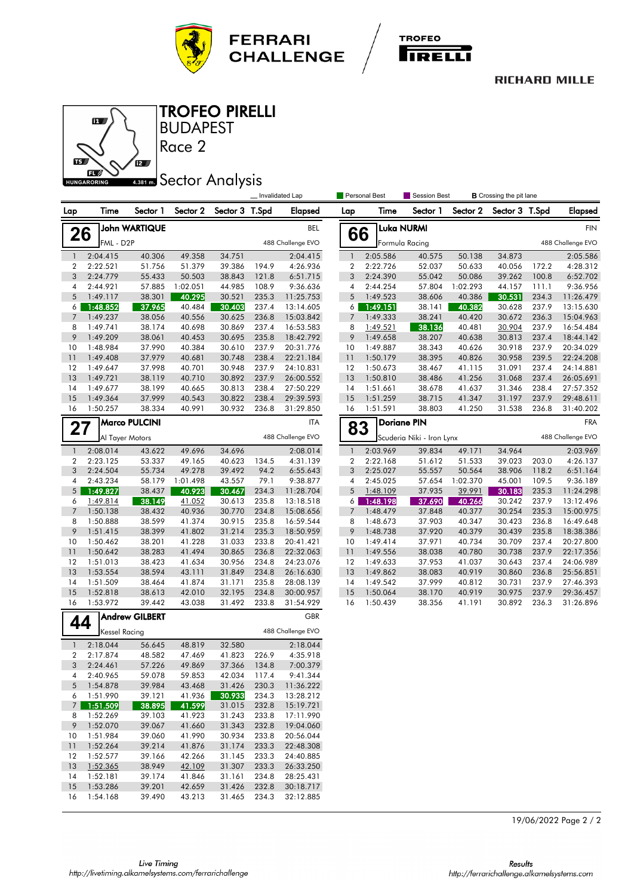FERRARI CHALLENGE / TROFEO PIRELLI

RICHARD MILLE

# TROFEO PIRELLI
## BUDAPEST
## Race 2
## Sector Analysis

HUNGARORING 4.381 m.

_ Invalidated Lap | Personal Best | Session Best | B Crossing the pit lane

### 26 John WARTIQUE — BEL
FML - D2P — 488 Challenge EVO

| Lap | Time | Sector 1 | Sector 2 | Sector 3 | T.Spd | Elapsed |
|---|---|---|---|---|---|---|
| 1 | 2:04.415 | 40.306 | 49.358 | 34.751 | | 2:04.415 |
| 2 | 2:22.521 | 51.756 | 51.379 | 39.386 | 194.9 | 4:26.936 |
| 3 | 2:24.779 | 55.433 | 50.503 | 38.843 | 121.8 | 6:51.715 |
| 4 | 2:44.921 | 57.885 | 1:02.051 | 44.985 | 108.9 | 9:36.636 |
| 5 | 1:49.117 | 38.301 | 40.295 | 30.521 | 235.3 | 11:25.753 |
| 6 | 1:48.852 | 37.965 | 40.484 | 30.403 | 237.4 | 13:14.605 |
| 7 | 1:49.237 | 38.056 | 40.556 | 30.625 | 236.8 | 15:03.842 |
| 8 | 1:49.741 | 38.174 | 40.698 | 30.869 | 237.4 | 16:53.583 |
| 9 | 1:49.209 | 38.061 | 40.453 | 30.695 | 235.8 | 18:42.792 |
| 10 | 1:48.984 | 37.990 | 40.384 | 30.610 | 237.9 | 20:31.776 |
| 11 | 1:49.408 | 37.979 | 40.681 | 30.748 | 238.4 | 22:21.184 |
| 12 | 1:49.647 | 37.998 | 40.701 | 30.948 | 237.9 | 24:10.831 |
| 13 | 1:49.721 | 38.119 | 40.710 | 30.892 | 237.9 | 26:00.552 |
| 14 | 1:49.677 | 38.199 | 40.665 | 30.813 | 238.4 | 27:50.229 |
| 15 | 1:49.364 | 37.999 | 40.543 | 30.822 | 238.4 | 29:39.593 |
| 16 | 1:50.257 | 38.334 | 40.991 | 30.932 | 236.8 | 31:29.850 |

### 27 Marco PULCINI — ITA
Al Tayer Motors — 488 Challenge EVO

| Lap | Time | Sector 1 | Sector 2 | Sector 3 | T.Spd | Elapsed |
|---|---|---|---|---|---|---|
| 1 | 2:08.014 | 43.622 | 49.696 | 34.696 | | 2:08.014 |
| 2 | 2:23.125 | 53.337 | 49.165 | 40.623 | 134.5 | 4:31.139 |
| 3 | 2:24.504 | 55.734 | 49.278 | 39.492 | 94.2 | 6:55.643 |
| 4 | 2:43.234 | 58.179 | 1:01.498 | 43.557 | 79.1 | 9:38.877 |
| 5 | 1:49.827 | 38.437 | 40.923 | 30.467 | 234.3 | 11:28.704 |
| 6 | 1:49.814 | 38.149 | 41.052 | 30.613 | 235.8 | 13:18.518 |
| 7 | 1:50.138 | 38.432 | 40.936 | 30.770 | 234.8 | 15:08.656 |
| 8 | 1:50.888 | 38.599 | 41.374 | 30.915 | 235.8 | 16:59.544 |
| 9 | 1:51.415 | 38.399 | 41.802 | 31.214 | 235.3 | 18:50.959 |
| 10 | 1:50.462 | 38.201 | 41.228 | 31.033 | 233.8 | 20:41.421 |
| 11 | 1:50.642 | 38.283 | 41.494 | 30.865 | 236.8 | 22:32.063 |
| 12 | 1:51.013 | 38.423 | 41.634 | 30.956 | 234.8 | 24:23.076 |
| 13 | 1:53.554 | 38.594 | 43.111 | 31.849 | 234.8 | 26:16.630 |
| 14 | 1:51.509 | 38.464 | 41.874 | 31.171 | 235.8 | 28:08.139 |
| 15 | 1:52.818 | 38.613 | 42.010 | 32.195 | 234.8 | 30:00.957 |
| 16 | 1:53.972 | 39.442 | 43.038 | 31.492 | 233.8 | 31:54.929 |

### 44 Andrew GILBERT — GBR
Kessel Racing — 488 Challenge EVO

| Lap | Time | Sector 1 | Sector 2 | Sector 3 | T.Spd | Elapsed |
|---|---|---|---|---|---|---|
| 1 | 2:18.044 | 56.645 | 48.819 | 32.580 | | 2:18.044 |
| 2 | 2:17.874 | 48.582 | 47.469 | 41.823 | 226.9 | 4:35.918 |
| 3 | 2:24.461 | 57.226 | 49.869 | 37.366 | 134.8 | 7:00.379 |
| 4 | 2:40.965 | 59.078 | 59.853 | 42.034 | 117.4 | 9:41.344 |
| 5 | 1:54.878 | 39.984 | 43.468 | 31.426 | 230.3 | 11:36.222 |
| 6 | 1:51.990 | 39.121 | 41.936 | 30.933 | 234.3 | 13:28.212 |
| 7 | 1:51.509 | 38.895 | 41.599 | 31.015 | 232.8 | 15:19.721 |
| 8 | 1:52.269 | 39.103 | 41.923 | 31.243 | 233.8 | 17:11.990 |
| 9 | 1:52.070 | 39.067 | 41.660 | 31.343 | 232.8 | 19:04.060 |
| 10 | 1:51.984 | 39.060 | 41.990 | 30.934 | 233.8 | 20:56.044 |
| 11 | 1:52.264 | 39.214 | 41.876 | 31.174 | 233.3 | 22:48.308 |
| 12 | 1:52.577 | 39.166 | 42.266 | 31.145 | 233.3 | 24:40.885 |
| 13 | 1:52.365 | 38.949 | 42.109 | 31.307 | 233.3 | 26:33.250 |
| 14 | 1:52.181 | 39.174 | 41.846 | 31.161 | 234.8 | 28:25.431 |
| 15 | 1:53.286 | 39.201 | 42.659 | 31.426 | 232.8 | 30:18.717 |
| 16 | 1:54.168 | 39.490 | 43.213 | 31.465 | 234.3 | 32:12.885 |

### 66 Luka NURMI — FIN
Formula Racing — 488 Challenge EVO

| Lap | Time | Sector 1 | Sector 2 | Sector 3 | T.Spd | Elapsed |
|---|---|---|---|---|---|---|
| 1 | 2:05.586 | 40.575 | 50.138 | 34.873 | | 2:05.586 |
| 2 | 2:22.726 | 52.037 | 50.633 | 40.056 | 172.2 | 4:28.312 |
| 3 | 2:24.390 | 55.042 | 50.086 | 39.262 | 100.8 | 6:52.702 |
| 4 | 2:44.254 | 57.804 | 1:02.293 | 44.157 | 111.1 | 9:36.956 |
| 5 | 1:49.523 | 38.606 | 40.386 | 30.531 | 234.3 | 11:26.479 |
| 6 | 1:49.151 | 38.141 | 40.382 | 30.628 | 237.9 | 13:15.630 |
| 7 | 1:49.333 | 38.241 | 40.420 | 30.672 | 236.3 | 15:04.963 |
| 8 | 1:49.521 | 38.136 | 40.481 | 30.904 | 237.9 | 16:54.484 |
| 9 | 1:49.658 | 38.207 | 40.638 | 30.813 | 237.4 | 18:44.142 |
| 10 | 1:49.887 | 38.343 | 40.626 | 30.918 | 237.9 | 20:34.029 |
| 11 | 1:50.179 | 38.395 | 40.826 | 30.958 | 239.5 | 22:24.208 |
| 12 | 1:50.673 | 38.467 | 41.115 | 31.091 | 237.4 | 24:14.881 |
| 13 | 1:50.810 | 38.486 | 41.256 | 31.068 | 237.4 | 26:05.691 |
| 14 | 1:51.661 | 38.678 | 41.637 | 31.346 | 238.4 | 27:57.352 |
| 15 | 1:51.259 | 38.715 | 41.347 | 31.197 | 237.9 | 29:48.611 |
| 16 | 1:51.591 | 38.803 | 41.250 | 31.538 | 236.8 | 31:40.202 |

### 83 Doriane PIN — FRA
Scuderia Niki - Iron Lynx — 488 Challenge EVO

| Lap | Time | Sector 1 | Sector 2 | Sector 3 | T.Spd | Elapsed |
|---|---|---|---|---|---|---|
| 1 | 2:03.969 | 39.834 | 49.171 | 34.964 | | 2:03.969 |
| 2 | 2:22.168 | 51.612 | 51.533 | 39.023 | 203.0 | 4:26.137 |
| 3 | 2:25.027 | 55.557 | 50.564 | 38.906 | 118.2 | 6:51.164 |
| 4 | 2:45.025 | 57.654 | 1:02.370 | 45.001 | 109.5 | 9:36.189 |
| 5 | 1:48.109 | 37.935 | 39.991 | 30.183 | 235.3 | 11:24.298 |
| 6 | 1:48.198 | 37.690 | 40.266 | 30.242 | 237.9 | 13:12.496 |
| 7 | 1:48.479 | 37.848 | 40.377 | 30.254 | 235.3 | 15:00.975 |
| 8 | 1:48.673 | 37.903 | 40.347 | 30.423 | 236.8 | 16:49.648 |
| 9 | 1:48.738 | 37.920 | 40.379 | 30.439 | 235.8 | 18:38.386 |
| 10 | 1:49.414 | 37.971 | 40.734 | 30.709 | 237.4 | 20:27.800 |
| 11 | 1:49.556 | 38.038 | 40.780 | 30.738 | 237.9 | 22:17.356 |
| 12 | 1:49.633 | 37.953 | 41.037 | 30.643 | 237.4 | 24:06.989 |
| 13 | 1:49.862 | 38.083 | 40.919 | 30.860 | 236.8 | 25:56.851 |
| 14 | 1:49.542 | 37.999 | 40.812 | 30.731 | 237.9 | 27:46.393 |
| 15 | 1:50.064 | 38.170 | 40.919 | 30.975 | 237.9 | 29:36.457 |
| 16 | 1:50.439 | 38.356 | 41.191 | 30.892 | 236.3 | 31:26.896 |

19/06/2022

Live Timing http://livetiming.alkamelsystems.com/ferrarichallenge

Results http://ferrarichallenge.alkamelsystems.com